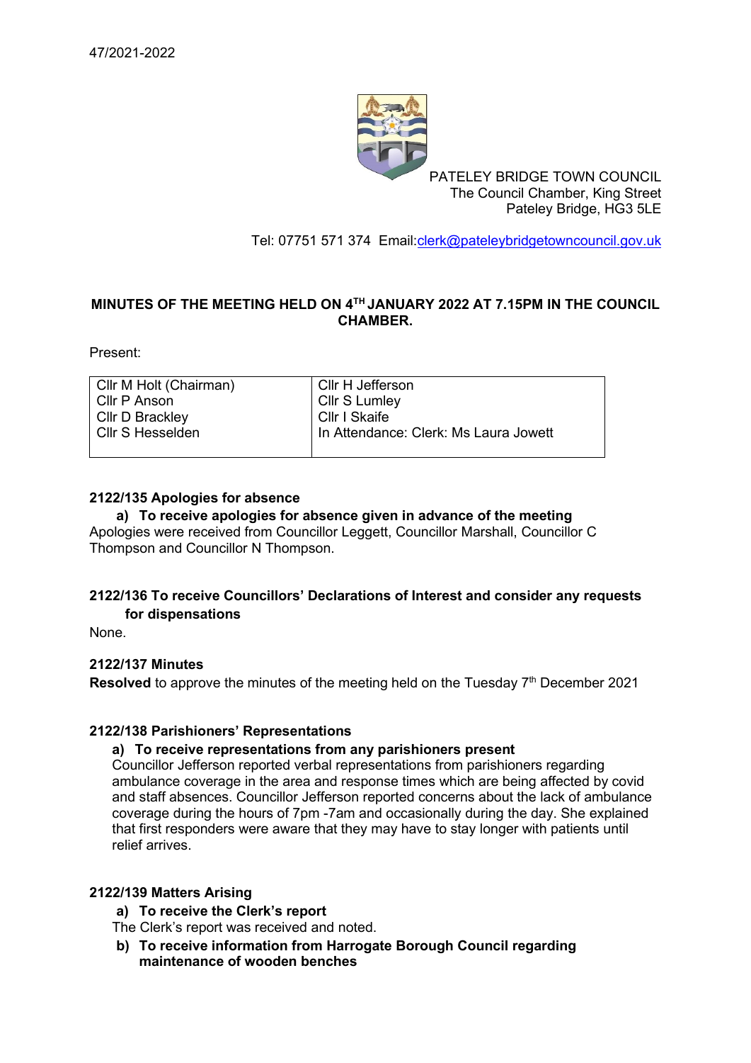47/2021-2022

PATELEY BRIDGE TOWN COUNCIL
The Council Chamber, King Street
Pateley Bridge, HG3 5LE

Tel: 07751 571 374 Email:clerk@pateleybridgetowncouncil.gov.uk

**MINUTES OF THE MEETING HELD ON 4TH JANUARY 2022 AT 7.15PM IN THE COUNCIL CHAMBER.**

Present:

| | |
|---|---|
| Cllr M Holt (Chairman) | Cllr H Jefferson |
| Cllr P Anson | Cllr S Lumley |
| Cllr D Brackley | Cllr I Skaife |
| Cllr S Hesselden | In Attendance: Clerk: Ms Laura Jowett |

**2122/135 Apologies for absence**

**a) To receive apologies for absence given in advance of the meeting**

Apologies were received from Councillor Leggett, Councillor Marshall, Councillor C Thompson and Councillor N Thompson.

**2122/136 To receive Councillors' Declarations of Interest and consider any requests for dispensations**

None.

**2122/137 Minutes**

**Resolved** to approve the minutes of the meeting held on the Tuesday 7th December 2021

**2122/138 Parishioners' Representations**

**a) To receive representations from any parishioners present**

Councillor Jefferson reported verbal representations from parishioners regarding ambulance coverage in the area and response times which are being affected by covid and staff absences. Councillor Jefferson reported concerns about the lack of ambulance coverage during the hours of 7pm -7am and occasionally during the day. She explained that first responders were aware that they may have to stay longer with patients until relief arrives.

**2122/139 Matters Arising**

**a) To receive the Clerk's report**

The Clerk's report was received and noted.

**b) To receive information from Harrogate Borough Council regarding maintenance of wooden benches**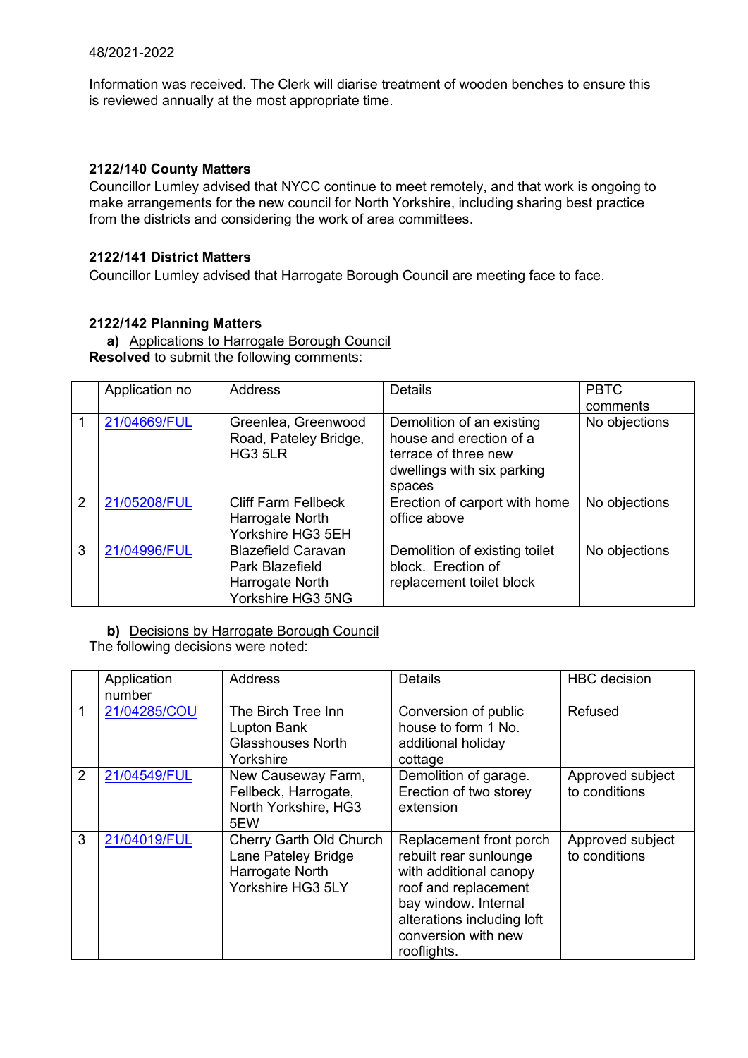Information was received. The Clerk will diarise treatment of wooden benches to ensure this is reviewed annually at the most appropriate time.

**2122/140 County Matters**
Councillor Lumley advised that NYCC continue to meet remotely, and that work is ongoing to make arrangements for the new council for North Yorkshire, including sharing best practice from the districts and considering the work of area committees.

**2122/141 District Matters**
Councillor Lumley advised that Harrogate Borough Council are meeting face to face.

**2122/142 Planning Matters**

**a)** Applications to Harrogate Borough Council

**Resolved** to submit the following comments:

| | Application no | Address | Details | PBTC comments |
|---|---|---|---|---|
| 1 | 21/04669/FUL | Greenlea, Greenwood Road, Pateley Bridge, HG3 5LR | Demolition of an existing house and erection of a terrace of three new dwellings with six parking spaces | No objections |
| 2 | 21/05208/FUL | Cliff Farm Fellbeck Harrogate North Yorkshire HG3 5EH | Erection of carport with home office above | No objections |
| 3 | 21/04996/FUL | Blazefield Caravan Park Blazefield Harrogate North Yorkshire HG3 5NG | Demolition of existing toilet block. Erection of replacement toilet block | No objections |

**b)** Decisions by Harrogate Borough Council

The following decisions were noted:

| | Application number | Address | Details | HBC decision |
|---|---|---|---|---|
| 1 | 21/04285/COU | The Birch Tree Inn Lupton Bank Glasshouses North Yorkshire | Conversion of public house to form 1 No. additional holiday cottage | Refused |
| 2 | 21/04549/FUL | New Causeway Farm, Fellbeck, Harrogate, North Yorkshire, HG3 5EW | Demolition of garage. Erection of two storey extension | Approved subject to conditions |
| 3 | 21/04019/FUL | Cherry Garth Old Church Lane Pateley Bridge Harrogate North Yorkshire HG3 5LY | Replacement front porch rebuilt rear sunlounge with additional canopy roof and replacement bay window. Internal alterations including loft conversion with new rooflights. | Approved subject to conditions |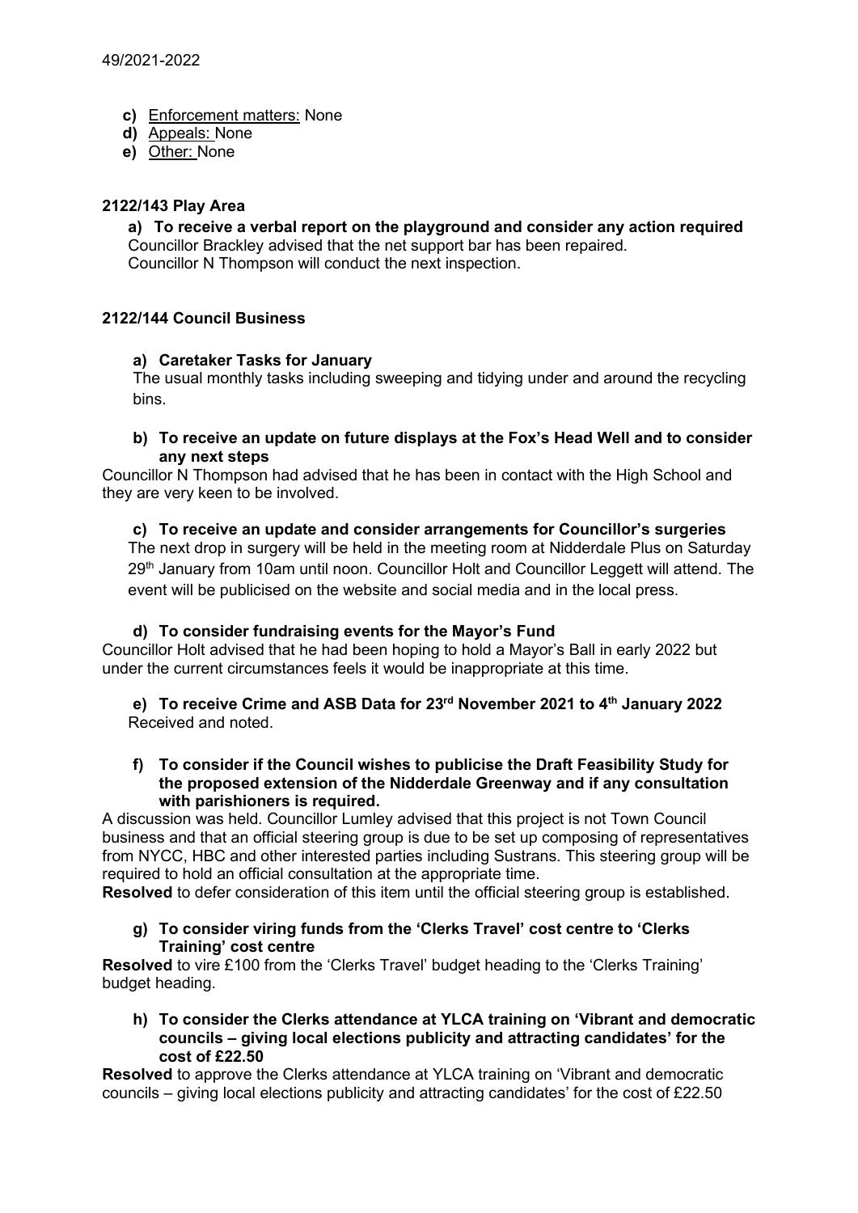- **c)** Enforcement matters: None
- **d)** Appeals: None
- **e)** Other: None

**2122/143 Play Area**

**a) To receive a verbal report on the playground and consider any action required**
Councillor Brackley advised that the net support bar has been repaired.
Councillor N Thompson will conduct the next inspection.

**2122/144 Council Business**

**a) Caretaker Tasks for January**
The usual monthly tasks including sweeping and tidying under and around the recycling bins.

**b) To receive an update on future displays at the Fox's Head Well and to consider any next steps**
Councillor N Thompson had advised that he has been in contact with the High School and they are very keen to be involved.

**c) To receive an update and consider arrangements for Councillor's surgeries**
The next drop in surgery will be held in the meeting room at Nidderdale Plus on Saturday 29th January from 10am until noon. Councillor Holt and Councillor Leggett will attend. The event will be publicised on the website and social media and in the local press.

**d) To consider fundraising events for the Mayor's Fund**
Councillor Holt advised that he had been hoping to hold a Mayor's Ball in early 2022 but under the current circumstances feels it would be inappropriate at this time.

**e) To receive Crime and ASB Data for 23rd November 2021 to 4th January 2022**
Received and noted.

**f) To consider if the Council wishes to publicise the Draft Feasibility Study for the proposed extension of the Nidderdale Greenway and if any consultation with parishioners is required.**
A discussion was held. Councillor Lumley advised that this project is not Town Council business and that an official steering group is due to be set up composing of representatives from NYCC, HBC and other interested parties including Sustrans. This steering group will be required to hold an official consultation at the appropriate time.
**Resolved** to defer consideration of this item until the official steering group is established.

**g) To consider viring funds from the 'Clerks Travel' cost centre to 'Clerks Training' cost centre**
**Resolved** to vire £100 from the 'Clerks Travel' budget heading to the 'Clerks Training' budget heading.

**h) To consider the Clerks attendance at YLCA training on 'Vibrant and democratic councils – giving local elections publicity and attracting candidates' for the cost of £22.50**
**Resolved** to approve the Clerks attendance at YLCA training on 'Vibrant and democratic councils – giving local elections publicity and attracting candidates' for the cost of £22.50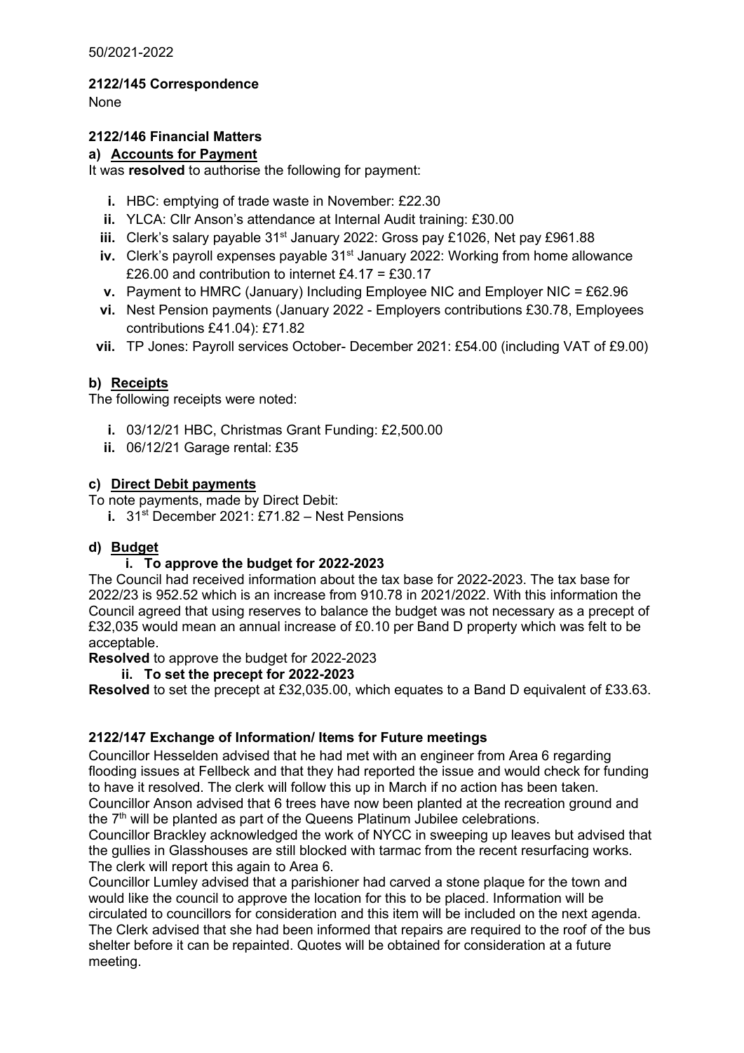50/2021-2022

**2122/145 Correspondence**

None

**2122/146 Financial Matters**

**a) Accounts for Payment**

It was **resolved** to authorise the following for payment:

- **i.** HBC: emptying of trade waste in November: £22.30
- **ii.** YLCA: Cllr Anson's attendance at Internal Audit training: £30.00
- **iii.** Clerk's salary payable 31st January 2022: Gross pay £1026, Net pay £961.88
- **iv.** Clerk's payroll expenses payable 31st January 2022: Working from home allowance £26.00 and contribution to internet £4.17 = £30.17
- **v.** Payment to HMRC (January) Including Employee NIC and Employer NIC = £62.96
- **vi.** Nest Pension payments (January 2022 - Employers contributions £30.78, Employees contributions £41.04): £71.82
- **vii.** TP Jones: Payroll services October- December 2021: £54.00 (including VAT of £9.00)

**b) Receipts**

The following receipts were noted:

- **i.** 03/12/21 HBC, Christmas Grant Funding: £2,500.00
- **ii.** 06/12/21 Garage rental: £35

**c) Direct Debit payments**

To note payments, made by Direct Debit:

- **i.** 31st December 2021: £71.82 – Nest Pensions

**d) Budget**

**i. To approve the budget for 2022-2023**

The Council had received information about the tax base for 2022-2023. The tax base for 2022/23 is 952.52 which is an increase from 910.78 in 2021/2022. With this information the Council agreed that using reserves to balance the budget was not necessary as a precept of £32,035 would mean an annual increase of £0.10 per Band D property which was felt to be acceptable.

**Resolved** to approve the budget for 2022-2023

**ii. To set the precept for 2022-2023**

**Resolved** to set the precept at £32,035.00, which equates to a Band D equivalent of £33.63.

**2122/147 Exchange of Information/ Items for Future meetings**

Councillor Hesselden advised that he had met with an engineer from Area 6 regarding flooding issues at Fellbeck and that they had reported the issue and would check for funding to have it resolved. The clerk will follow this up in March if no action has been taken.

Councillor Anson advised that 6 trees have now been planted at the recreation ground and the 7th will be planted as part of the Queens Platinum Jubilee celebrations.

Councillor Brackley acknowledged the work of NYCC in sweeping up leaves but advised that the gullies in Glasshouses are still blocked with tarmac from the recent resurfacing works. The clerk will report this again to Area 6.

Councillor Lumley advised that a parishioner had carved a stone plaque for the town and would like the council to approve the location for this to be placed. Information will be circulated to councillors for consideration and this item will be included on the next agenda.

The Clerk advised that she had been informed that repairs are required to the roof of the bus shelter before it can be repainted. Quotes will be obtained for consideration at a future meeting.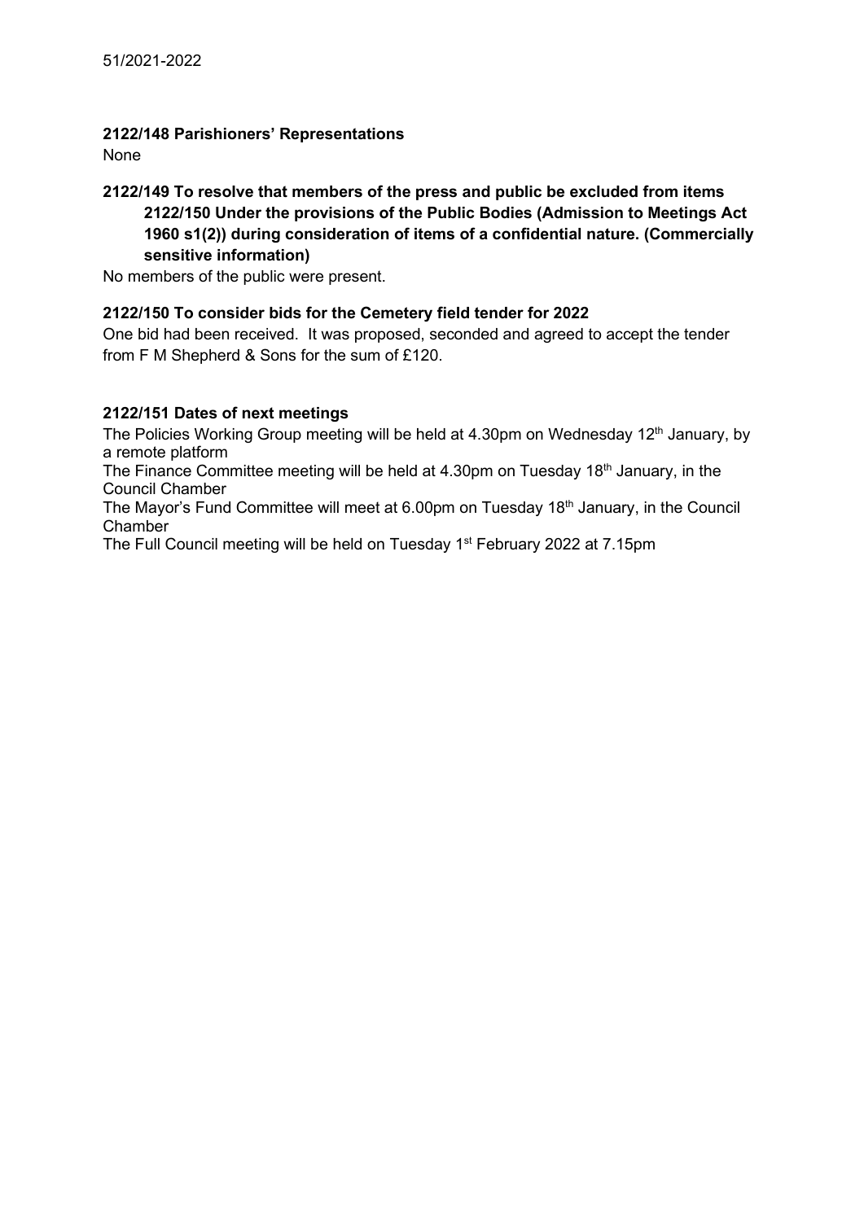**2122/148 Parishioners' Representations**

None

**2122/149 To resolve that members of the press and public be excluded from items 2122/150 Under the provisions of the Public Bodies (Admission to Meetings Act 1960 s1(2)) during consideration of items of a confidential nature. (Commercially sensitive information)**

No members of the public were present.

**2122/150 To consider bids for the Cemetery field tender for 2022**

One bid had been received. It was proposed, seconded and agreed to accept the tender from F M Shepherd & Sons for the sum of £120.

**2122/151 Dates of next meetings**

The Policies Working Group meeting will be held at 4.30pm on Wednesday 12th January, by a remote platform

The Finance Committee meeting will be held at 4.30pm on Tuesday 18th January, in the Council Chamber

The Mayor's Fund Committee will meet at 6.00pm on Tuesday 18th January, in the Council Chamber

The Full Council meeting will be held on Tuesday 1st February 2022 at 7.15pm